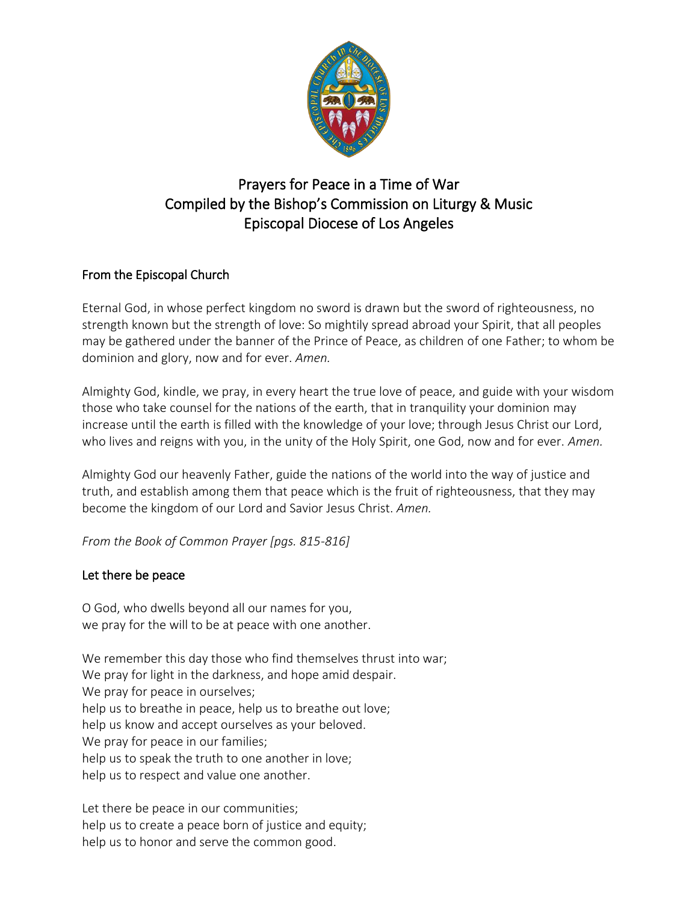# Prayers for Peace in a Time of War
# Compiled by the Bishop's Commission on Liturgy & Music
# Episcopal Diocese of Los Angeles

## From the Episcopal Church

Eternal God, in whose perfect kingdom no sword is drawn but the sword of righteousness, no strength known but the strength of love: So mightily spread abroad your Spirit, that all peoples may be gathered under the banner of the Prince of Peace, as children of one Father; to whom be dominion and glory, now and for ever. *Amen.*

Almighty God, kindle, we pray, in every heart the true love of peace, and guide with your wisdom those who take counsel for the nations of the earth, that in tranquility your dominion may increase until the earth is filled with the knowledge of your love; through Jesus Christ our Lord, who lives and reigns with you, in the unity of the Holy Spirit, one God, now and for ever. *Amen.*

Almighty God our heavenly Father, guide the nations of the world into the way of justice and truth, and establish among them that peace which is the fruit of righteousness, that they may become the kingdom of our Lord and Savior Jesus Christ. *Amen.*

*From the Book of Common Prayer [pgs. 815-816]*

## Let there be peace

O God, who dwells beyond all our names for you,
we pray for the will to be at peace with one another.

We remember this day those who find themselves thrust into war;
We pray for light in the darkness, and hope amid despair.
We pray for peace in ourselves;
help us to breathe in peace, help us to breathe out love;
help us know and accept ourselves as your beloved.
We pray for peace in our families;
help us to speak the truth to one another in love;
help us to respect and value one another.

Let there be peace in our communities;
help us to create a peace born of justice and equity;
help us to honor and serve the common good.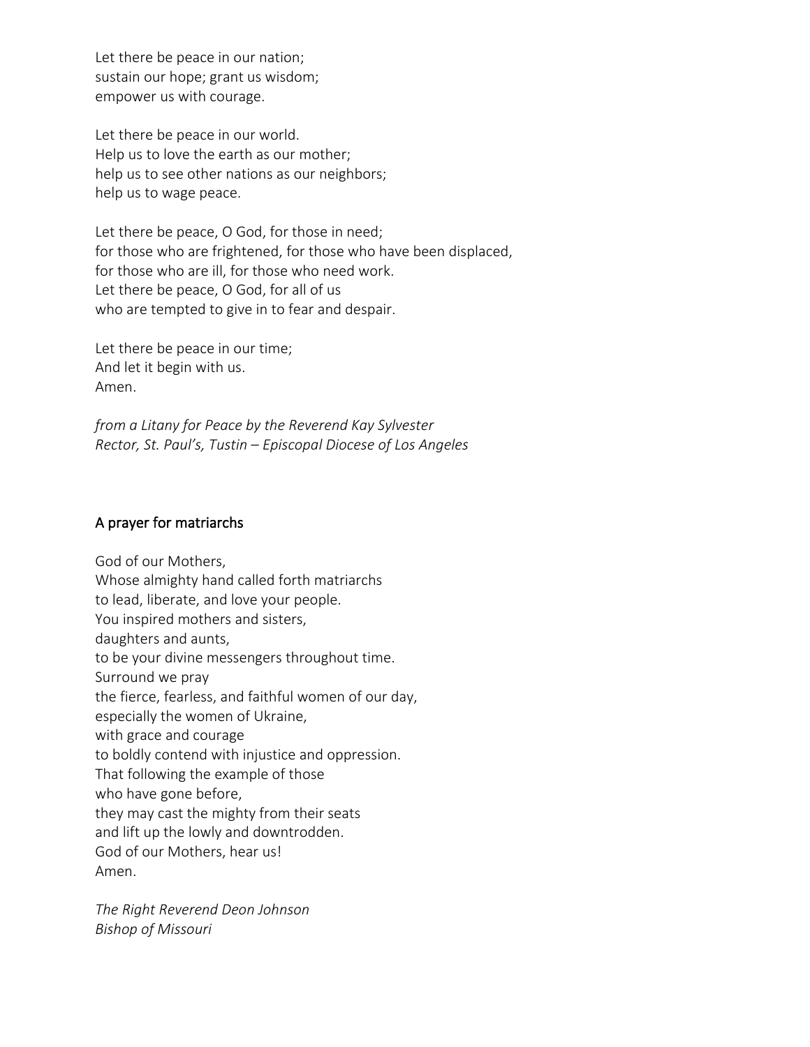Let there be peace in our nation;
sustain our hope; grant us wisdom;
empower us with courage.

Let there be peace in our world.
Help us to love the earth as our mother;
help us to see other nations as our neighbors;
help us to wage peace.

Let there be peace, O God, for those in need;
for those who are frightened, for those who have been displaced,
for those who are ill, for those who need work.
Let there be peace, O God, for all of us
who are tempted to give in to fear and despair.

Let there be peace in our time;
And let it begin with us.
Amen.

*from a Litany for Peace by the Reverend Kay Sylvester*
*Rector, St. Paul's, Tustin – Episcopal Diocese of Los Angeles*

## A prayer for matriarchs

God of our Mothers,
Whose almighty hand called forth matriarchs
to lead, liberate, and love your people.
You inspired mothers and sisters,
daughters and aunts,
to be your divine messengers throughout time.
Surround we pray
the fierce, fearless, and faithful women of our day,
especially the women of Ukraine,
with grace and courage
to boldly contend with injustice and oppression.
That following the example of those
who have gone before,
they may cast the mighty from their seats
and lift up the lowly and downtrodden.
God of our Mothers, hear us!
Amen.

*The Right Reverend Deon Johnson*
*Bishop of Missouri*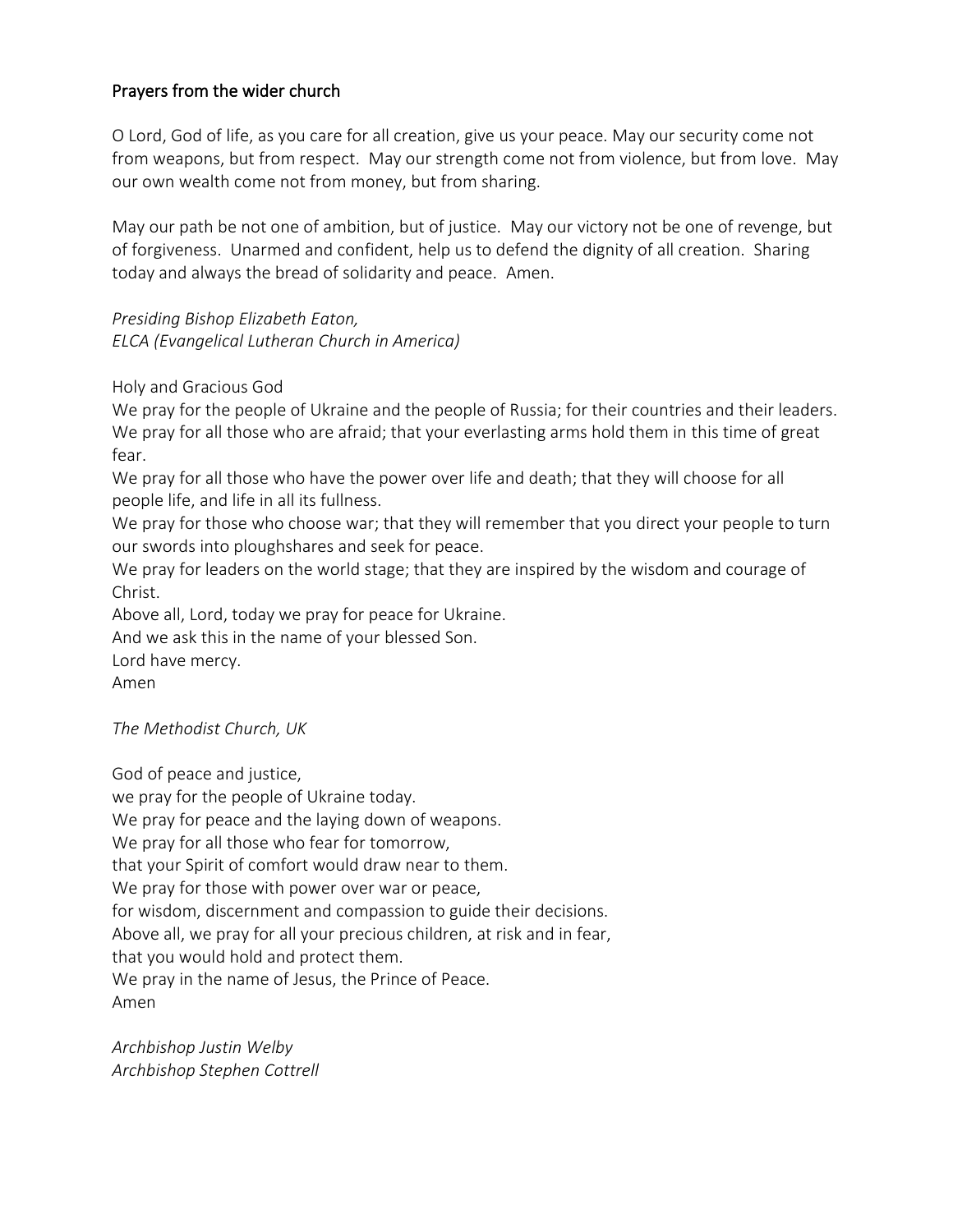## Prayers from the wider church

O Lord, God of life, as you care for all creation, give us your peace. May our security come not from weapons, but from respect. May our strength come not from violence, but from love. May our own wealth come not from money, but from sharing.

May our path be not one of ambition, but of justice. May our victory not be one of revenge, but of forgiveness. Unarmed and confident, help us to defend the dignity of all creation. Sharing today and always the bread of solidarity and peace. Amen.

*Presiding Bishop Elizabeth Eaton,*
*ELCA (Evangelical Lutheran Church in America)*

Holy and Gracious God
We pray for the people of Ukraine and the people of Russia; for their countries and their leaders.
We pray for all those who are afraid; that your everlasting arms hold them in this time of great fear.
We pray for all those who have the power over life and death; that they will choose for all people life, and life in all its fullness.
We pray for those who choose war; that they will remember that you direct your people to turn our swords into ploughshares and seek for peace.
We pray for leaders on the world stage; that they are inspired by the wisdom and courage of Christ.
Above all, Lord, today we pray for peace for Ukraine.
And we ask this in the name of your blessed Son.
Lord have mercy.
Amen

*The Methodist Church, UK*

God of peace and justice,
we pray for the people of Ukraine today.
We pray for peace and the laying down of weapons.
We pray for all those who fear for tomorrow,
that your Spirit of comfort would draw near to them.
We pray for those with power over war or peace,
for wisdom, discernment and compassion to guide their decisions.
Above all, we pray for all your precious children, at risk and in fear,
that you would hold and protect them.
We pray in the name of Jesus, the Prince of Peace.
Amen

*Archbishop Justin Welby*
*Archbishop Stephen Cottrell*